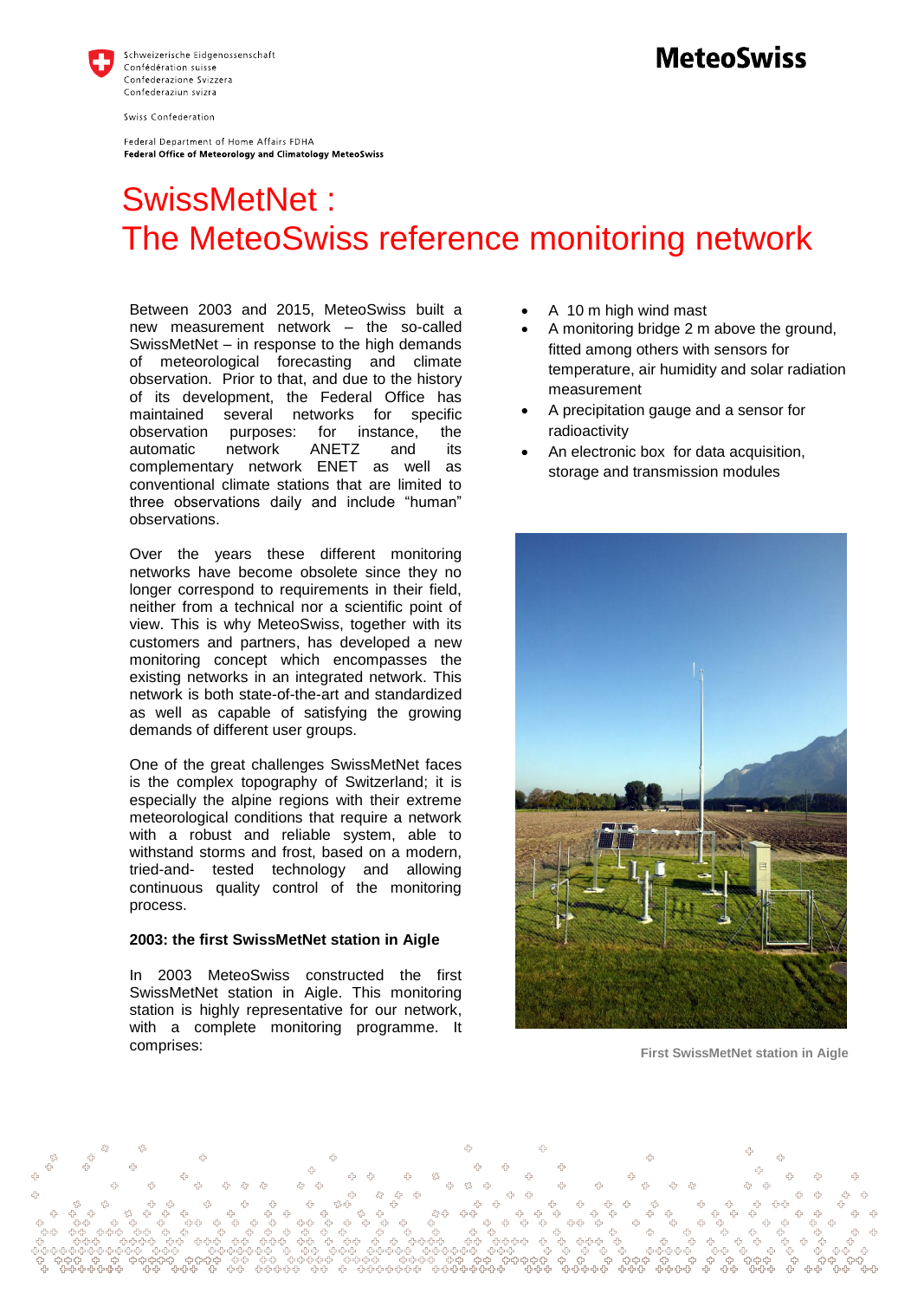Schweizerische Eidgenossenschaft
Confédération suisse
Confederazione Svizzera
Confederaziun svizra

Swiss Confederation

Federal Department of Home Affairs FDHA
**Federal Office of Meteorology and Climatology MeteoSwiss**

**MeteoSwiss**

# SwissMetNet : The MeteoSwiss reference monitoring network

Between 2003 and 2015, MeteoSwiss built a new measurement network – the so-called SwissMetNet – in response to the high demands of meteorological forecasting and climate observation. Prior to that, and due to the history of its development, the Federal Office has maintained several networks for specific observation purposes: for instance, the automatic network ANETZ and its complementary network ENET as well as conventional climate stations that are limited to three observations daily and include "human" observations.

Over the years these different monitoring networks have become obsolete since they no longer correspond to requirements in their field, neither from a technical nor a scientific point of view. This is why MeteoSwiss, together with its customers and partners, has developed a new monitoring concept which encompasses the existing networks in an integrated network. This network is both state-of-the-art and standardized as well as capable of satisfying the growing demands of different user groups.

One of the great challenges SwissMetNet faces is the complex topography of Switzerland; it is especially the alpine regions with their extreme meteorological conditions that require a network with a robust and reliable system, able to withstand storms and frost, based on a modern, tried-and- tested technology and allowing continuous quality control of the monitoring process.

**2003: the first SwissMetNet station in Aigle**

In 2003 MeteoSwiss constructed the first SwissMetNet station in Aigle. This monitoring station is highly representative for our network, with a complete monitoring programme. It comprises:

- A 10 m high wind mast
- A monitoring bridge 2 m above the ground, fitted among others with sensors for temperature, air humidity and solar radiation measurement
- A precipitation gauge and a sensor for radioactivity
- An electronic box for data acquisition, storage and transmission modules

First SwissMetNet station in Aigle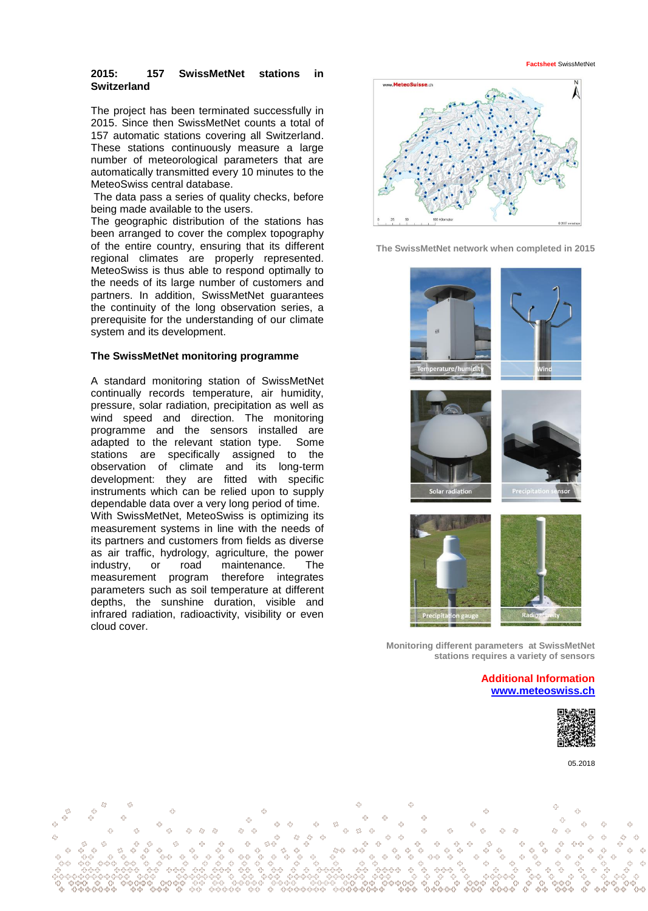## 2015: 157 SwissMetNet stations in Switzerland

The project has been terminated successfully in 2015. Since then SwissMetNet counts a total of 157 automatic stations covering all Switzerland. These stations continuously measure a large number of meteorological parameters that are automatically transmitted every 10 minutes to the MeteoSwiss central database.

The data pass a series of quality checks, before being made available to the users.

The geographic distribution of the stations has been arranged to cover the complex topography of the entire country, ensuring that its different regional climates are properly represented. MeteoSwiss is thus able to respond optimally to the needs of its large number of customers and partners. In addition, SwissMetNet guarantees the continuity of the long observation series, a prerequisite for the understanding of our climate system and its development.

## The SwissMetNet monitoring programme

A standard monitoring station of SwissMetNet continually records temperature, air humidity, pressure, solar radiation, precipitation as well as wind speed and direction. The monitoring programme and the sensors installed are adapted to the relevant station type. Some stations are specifically assigned to the observation of climate and its long-term development: they are fitted with specific instruments which can be relied upon to supply dependable data over a very long period of time.

With SwissMetNet, MeteoSwiss is optimizing its measurement systems in line with the needs of its partners and customers from fields as diverse as air traffic, hydrology, agriculture, the power industry, or road maintenance. The measurement program therefore integrates parameters such as soil temperature at different depths, the sunshine duration, visible and infrared radiation, radioactivity, visibility or even cloud cover.

The SwissMetNet network when completed in 2015

Temperature/humidity

Wind

Solar radiation

Precipitation sensor

Precipitation gauge

Radioactivity

Monitoring different parameters at SwissMetNet stations requires a variety of sensors

**Additional Information**
**www.meteoswiss.ch**

05.2018